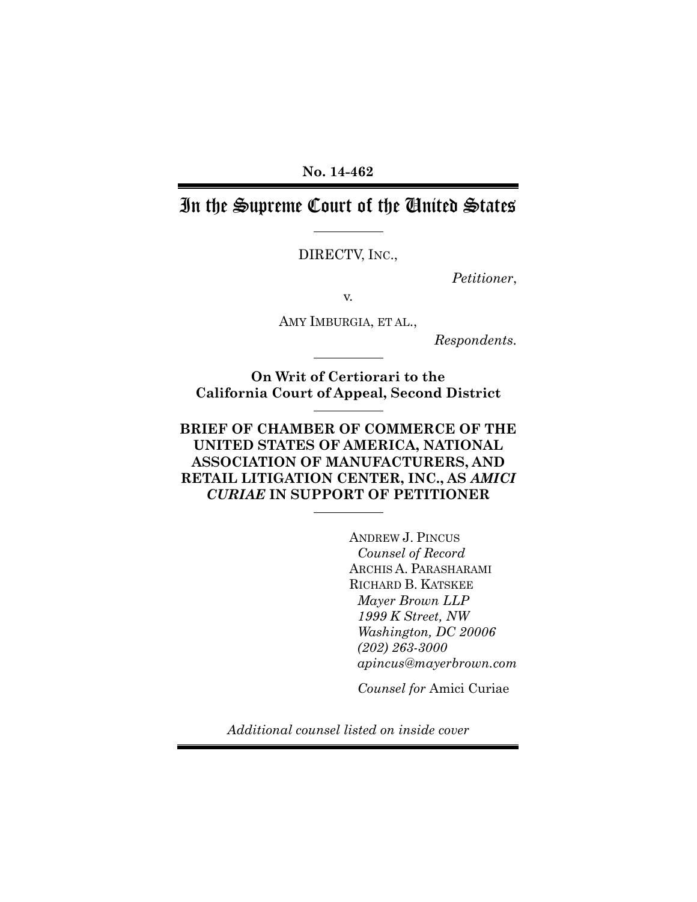**No. 14-462**

# In the Supreme Court of the United States

---

DIRECTV, INC.,

*Petitioner*,

v.

AMY IMBURGIA, ET AL.,

*Respondents.*

---

**On Writ of Certiorari to the California Court of Appeal, Second District**

---

**BRIEF OF CHAMBER OF COMMERCE OF THE UNITED STATES OF AMERICA, NATIONAL ASSOCIATION OF MANUFACTURERS, AND RETAIL LITIGATION CENTER, INC., AS *AMICI CURIAE* IN SUPPORT OF PETITIONER**

---

ANDREW J. PINCUS
*Counsel of Record*
ARCHIS A. PARASHARAMI
RICHARD B. KATSKEE
*Mayer Brown LLP*
*1999 K Street, NW*
*Washington, DC 20006*
*(202) 263-3000*
*apincus@mayerbrown.com*

*Counsel for* Amici Curiae

*Additional counsel listed on inside cover*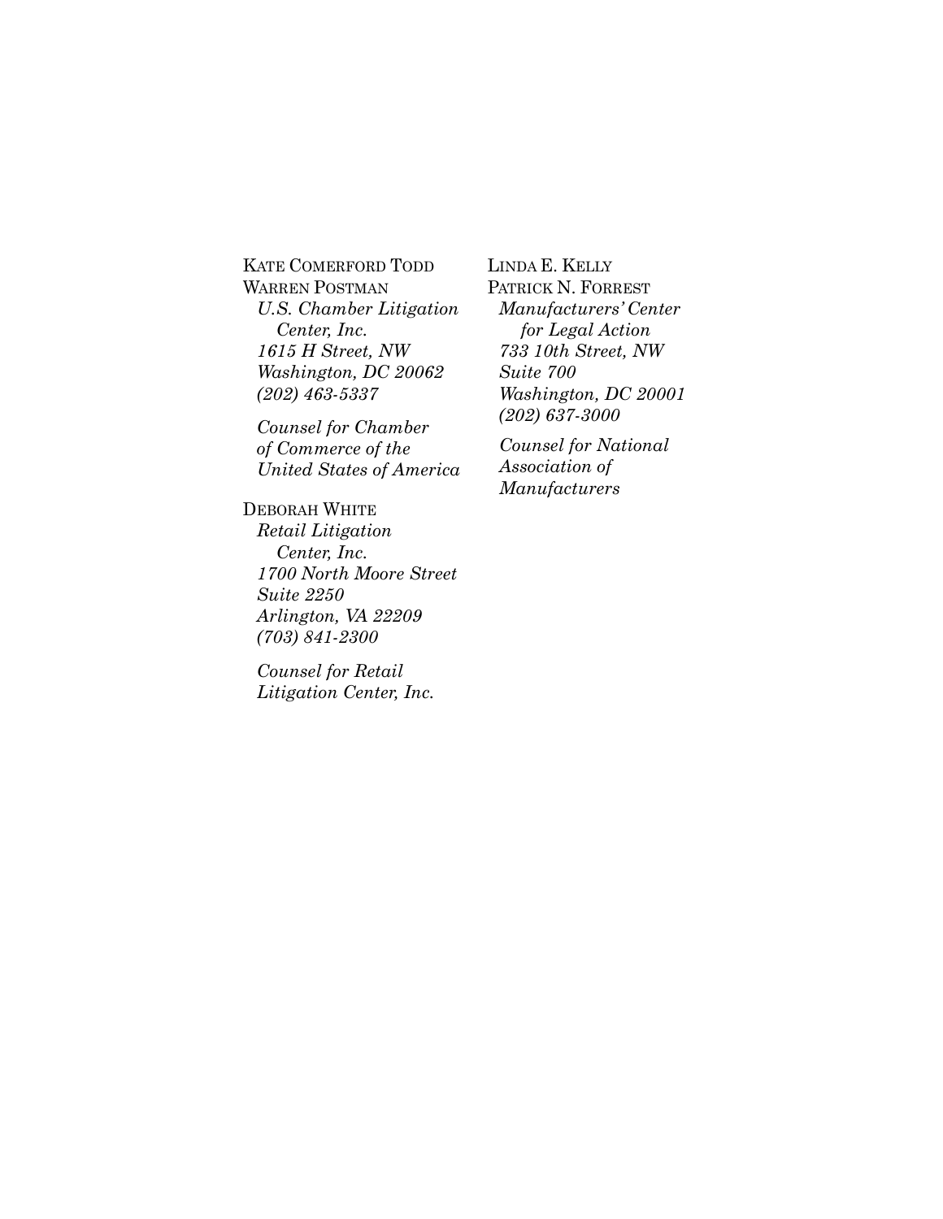KATE COMERFORD TODD
WARREN POSTMAN
*U.S. Chamber Litigation Center, Inc.*
*1615 H Street, NW*
*Washington, DC 20062*
*(202) 463-5337*

*Counsel for Chamber of Commerce of the United States of America*

DEBORAH WHITE
*Retail Litigation Center, Inc.*
*1700 North Moore Street*
*Suite 2250*
*Arlington, VA 22209*
*(703) 841-2300*

*Counsel for Retail Litigation Center, Inc.*

LINDA E. KELLY
PATRICK N. FORREST
*Manufacturers' Center for Legal Action*
*733 10th Street, NW*
*Suite 700*
*Washington, DC 20001*
*(202) 637-3000*

*Counsel for National Association of Manufacturers*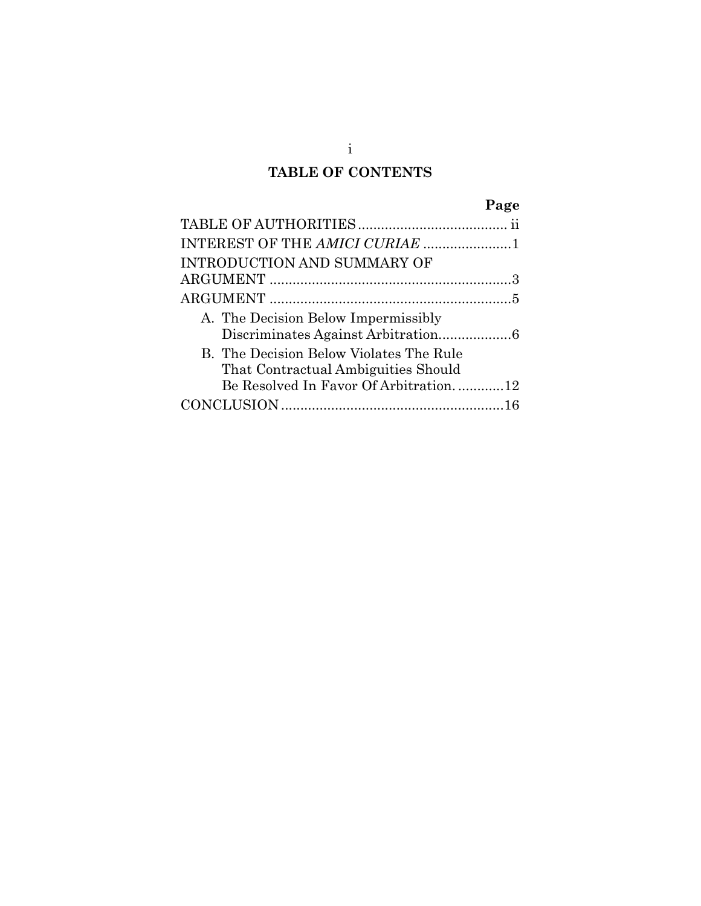## TABLE OF CONTENTS

| | Page |
|---|---|
| TABLE OF AUTHORITIES | ii |
| INTEREST OF THE *AMICI CURIAE* | 1 |
| INTRODUCTION AND SUMMARY OF ARGUMENT | 3 |
| ARGUMENT | 5 |
| A. The Decision Below Impermissibly Discriminates Against Arbitration | 6 |
| B. The Decision Below Violates The Rule That Contractual Ambiguities Should Be Resolved In Favor Of Arbitration. | 12 |
| CONCLUSION | 16 |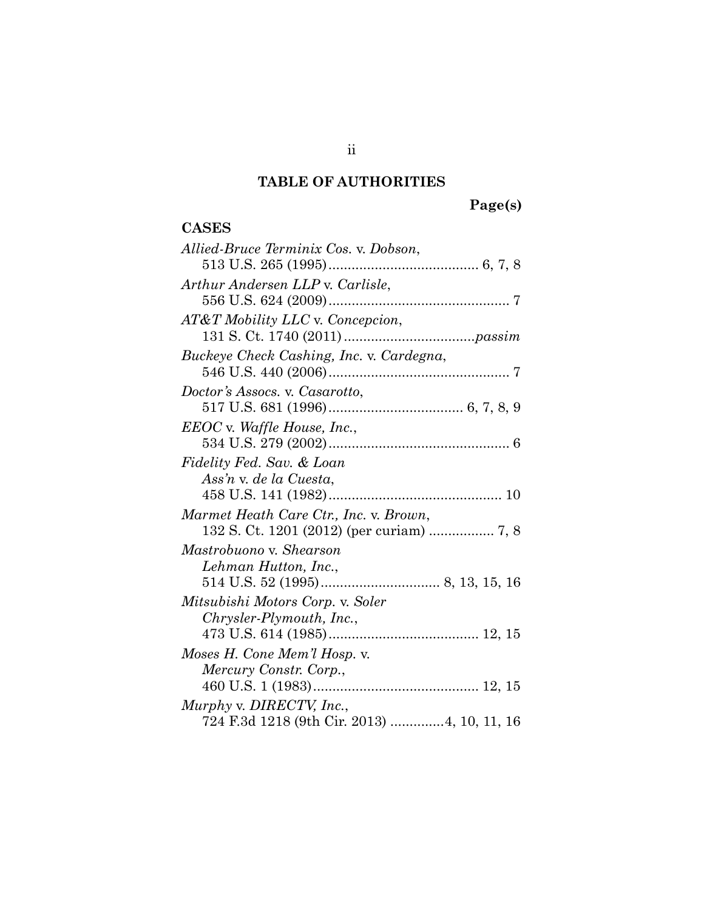# TABLE OF AUTHORITIES

**Page(s)**

**CASES**

*Allied-Bruce Terminix Cos.* v. *Dobson*,
513 U.S. 265 (1995)....................................... 6, 7, 8

*Arthur Andersen LLP* v. *Carlisle*,
556 U.S. 624 (2009)............................................... 7

*AT&T Mobility LLC* v. *Concepcion*,
131 S. Ct. 1740 (2011)..................................*passim*

*Buckeye Check Cashing, Inc.* v. *Cardegna*,
546 U.S. 440 (2006)............................................... 7

*Doctor's Assocs.* v. *Casarotto*,
517 U.S. 681 (1996)................................... 6, 7, 8, 9

*EEOC* v. *Waffle House, Inc.*,
534 U.S. 279 (2002)............................................... 6

*Fidelity Fed. Sav. & Loan Ass'n* v. *de la Cuesta*,
458 U.S. 141 (1982)............................................. 10

*Marmet Heath Care Ctr., Inc.* v. *Brown*,
132 S. Ct. 1201 (2012) (per curiam) ................. 7, 8

*Mastrobuono* v. *Shearson Lehman Hutton, Inc.*,
514 U.S. 52 (1995)............................... 8, 13, 15, 16

*Mitsubishi Motors Corp.* v. *Soler Chrysler-Plymouth, Inc.*,
473 U.S. 614 (1985)....................................... 12, 15

*Moses H. Cone Mem'l Hosp.* v. *Mercury Constr. Corp.*,
460 U.S. 1 (1983)........................................... 12, 15

*Murphy* v. *DIRECTV, Inc.*,
724 F.3d 1218 (9th Cir. 2013) .............4, 10, 11, 16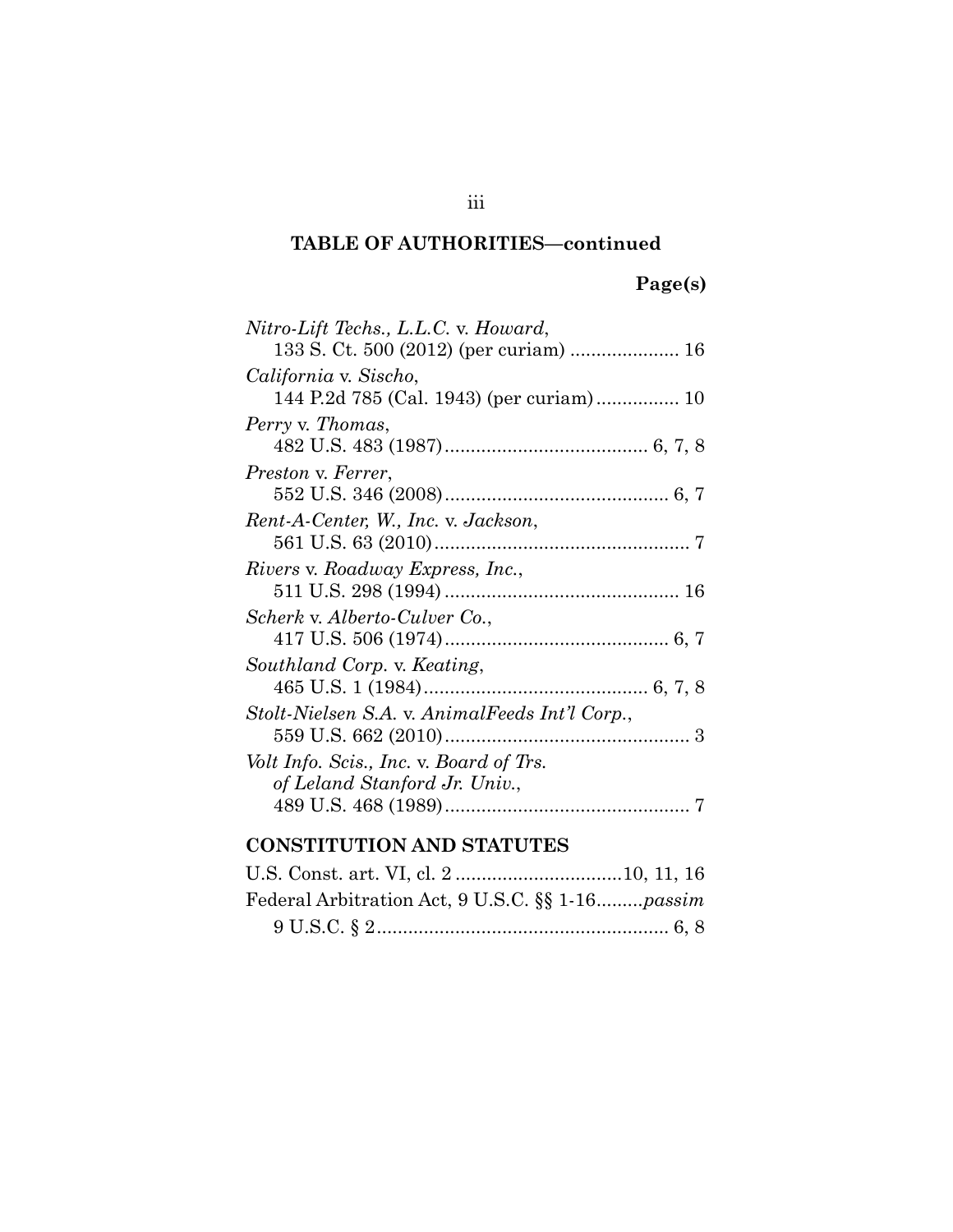## TABLE OF AUTHORITIES—continued

**Page(s)**

*Nitro-Lift Techs., L.L.C.* v. *Howard*,
133 S. Ct. 500 (2012) (per curiam) .................... 16

*California* v. *Sischo*,
144 P.2d 785 (Cal. 1943) (per curiam)................ 10

*Perry* v. *Thomas*,
482 U.S. 483 (1987)....................................... 6, 7, 8

*Preston* v. *Ferrer*,
552 U.S. 346 (2008)........................................... 6, 7

*Rent-A-Center, W., Inc.* v. *Jackson*,
561 U.S. 63 (2010)................................................. 7

*Rivers* v. *Roadway Express, Inc.*,
511 U.S. 298 (1994)............................................ 16

*Scherk* v. *Alberto-Culver Co.*,
417 U.S. 506 (1974)........................................... 6, 7

*Southland Corp.* v. *Keating*,
465 U.S. 1 (1984).......................................... 6, 7, 8

*Stolt-Nielsen S.A.* v. *AnimalFeeds Int'l Corp.*,
559 U.S. 662 (2010)............................................... 3

*Volt Info. Scis., Inc.* v. *Board of Trs. of Leland Stanford Jr. Univ.*,
489 U.S. 468 (1989)............................................... 7

### CONSTITUTION AND STATUTES

U.S. Const. art. VI, cl. 2 ...............................10, 11, 16

Federal Arbitration Act, 9 U.S.C. §§ 1-16.........*passim*

9 U.S.C. § 2....................................................... 6, 8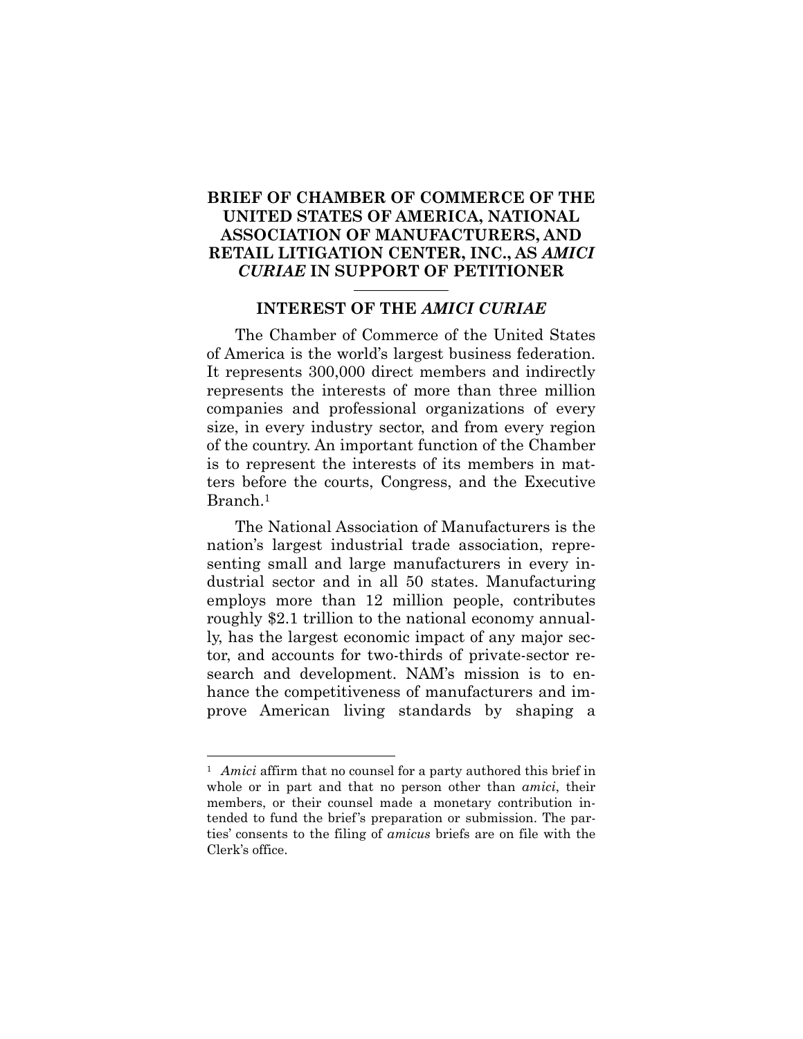# BRIEF OF CHAMBER OF COMMERCE OF THE UNITED STATES OF AMERICA, NATIONAL ASSOCIATION OF MANUFACTURERS, AND RETAIL LITIGATION CENTER, INC., AS *AMICI CURIAE* IN SUPPORT OF PETITIONER

## INTEREST OF THE *AMICI CURIAE*

The Chamber of Commerce of the United States of America is the world's largest business federation. It represents 300,000 direct members and indirectly represents the interests of more than three million companies and professional organizations of every size, in every industry sector, and from every region of the country. An important function of the Chamber is to represent the interests of its members in matters before the courts, Congress, and the Executive Branch.[1]

The National Association of Manufacturers is the nation's largest industrial trade association, representing small and large manufacturers in every industrial sector and in all 50 states. Manufacturing employs more than 12 million people, contributes roughly $2.1 trillion to the national economy annually, has the largest economic impact of any major sector, and accounts for two-thirds of private-sector research and development. NAM's mission is to enhance the competitiveness of manufacturers and improve American living standards by shaping a

---

[1] *Amici* affirm that no counsel for a party authored this brief in whole or in part and that no person other than *amici*, their members, or their counsel made a monetary contribution intended to fund the brief's preparation or submission. The parties' consents to the filing of *amicus* briefs are on file with the Clerk's office.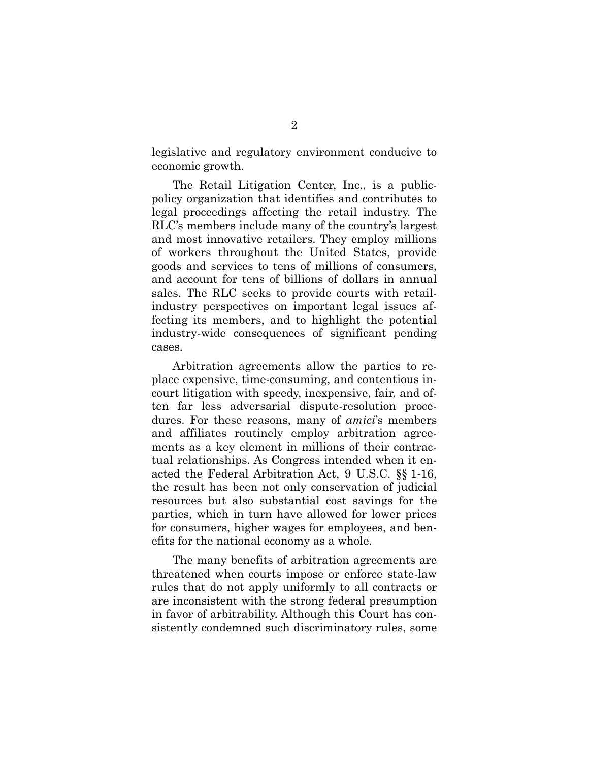legislative and regulatory environment conducive to economic growth.

The Retail Litigation Center, Inc., is a public-policy organization that identifies and contributes to legal proceedings affecting the retail industry. The RLC's members include many of the country's largest and most innovative retailers. They employ millions of workers throughout the United States, provide goods and services to tens of millions of consumers, and account for tens of billions of dollars in annual sales. The RLC seeks to provide courts with retail-industry perspectives on important legal issues affecting its members, and to highlight the potential industry-wide consequences of significant pending cases.

Arbitration agreements allow the parties to replace expensive, time-consuming, and contentious in-court litigation with speedy, inexpensive, fair, and often far less adversarial dispute-resolution procedures. For these reasons, many of *amici*'s members and affiliates routinely employ arbitration agreements as a key element in millions of their contractual relationships. As Congress intended when it enacted the Federal Arbitration Act, 9 U.S.C. §§ 1-16, the result has been not only conservation of judicial resources but also substantial cost savings for the parties, which in turn have allowed for lower prices for consumers, higher wages for employees, and benefits for the national economy as a whole.

The many benefits of arbitration agreements are threatened when courts impose or enforce state-law rules that do not apply uniformly to all contracts or are inconsistent with the strong federal presumption in favor of arbitrability. Although this Court has consistently condemned such discriminatory rules, some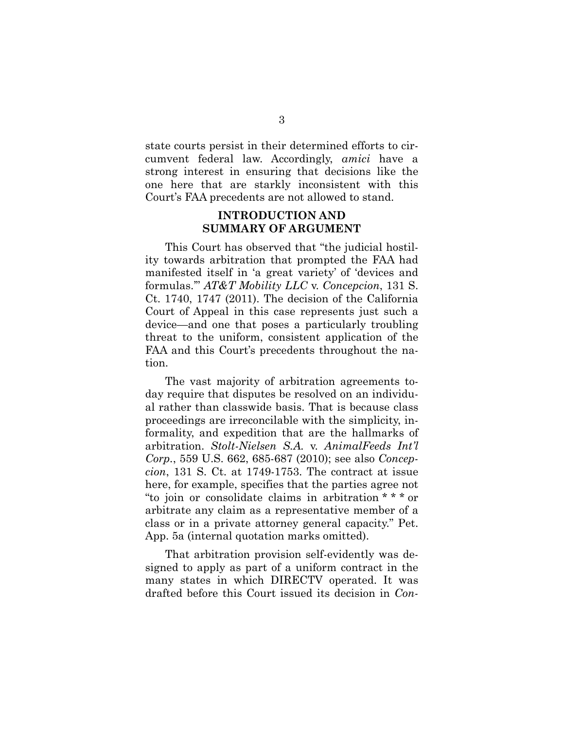state courts persist in their determined efforts to circumvent federal law. Accordingly, *amici* have a strong interest in ensuring that decisions like the one here that are starkly inconsistent with this Court's FAA precedents are not allowed to stand.

## INTRODUCTION AND SUMMARY OF ARGUMENT

This Court has observed that "the judicial hostility towards arbitration that prompted the FAA had manifested itself in 'a great variety' of 'devices and formulas.'" *AT&T Mobility LLC* v. *Concepcion*, 131 S. Ct. 1740, 1747 (2011). The decision of the California Court of Appeal in this case represents just such a device—and one that poses a particularly troubling threat to the uniform, consistent application of the FAA and this Court's precedents throughout the nation.

The vast majority of arbitration agreements today require that disputes be resolved on an individual rather than classwide basis. That is because class proceedings are irreconcilable with the simplicity, informality, and expedition that are the hallmarks of arbitration. *Stolt-Nielsen S.A.* v. *AnimalFeeds Int'l Corp.*, 559 U.S. 662, 685-687 (2010); see also *Concepcion*, 131 S. Ct. at 1749-1753. The contract at issue here, for example, specifies that the parties agree not "to join or consolidate claims in arbitration * * * or arbitrate any claim as a representative member of a class or in a private attorney general capacity." Pet. App. 5a (internal quotation marks omitted).

That arbitration provision self-evidently was designed to apply as part of a uniform contract in the many states in which DIRECTV operated. It was drafted before this Court issued its decision in *Con-*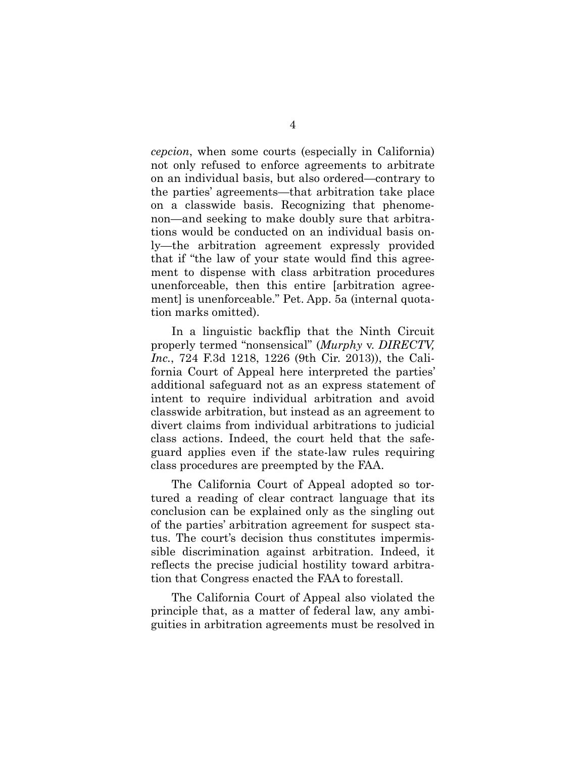*cepcion*, when some courts (especially in California) not only refused to enforce agreements to arbitrate on an individual basis, but also ordered—contrary to the parties' agreements—that arbitration take place on a classwide basis. Recognizing that phenomenon—and seeking to make doubly sure that arbitrations would be conducted on an individual basis only—the arbitration agreement expressly provided that if "the law of your state would find this agreement to dispense with class arbitration procedures unenforceable, then this entire [arbitration agreement] is unenforceable." Pet. App. 5a (internal quotation marks omitted).

In a linguistic backflip that the Ninth Circuit properly termed "nonsensical" (*Murphy* v. *DIRECTV, Inc.*, 724 F.3d 1218, 1226 (9th Cir. 2013)), the California Court of Appeal here interpreted the parties' additional safeguard not as an express statement of intent to require individual arbitration and avoid classwide arbitration, but instead as an agreement to divert claims from individual arbitrations to judicial class actions. Indeed, the court held that the safeguard applies even if the state-law rules requiring class procedures are preempted by the FAA.

The California Court of Appeal adopted so tortured a reading of clear contract language that its conclusion can be explained only as the singling out of the parties' arbitration agreement for suspect status. The court's decision thus constitutes impermissible discrimination against arbitration. Indeed, it reflects the precise judicial hostility toward arbitration that Congress enacted the FAA to forestall.

The California Court of Appeal also violated the principle that, as a matter of federal law, any ambiguities in arbitration agreements must be resolved in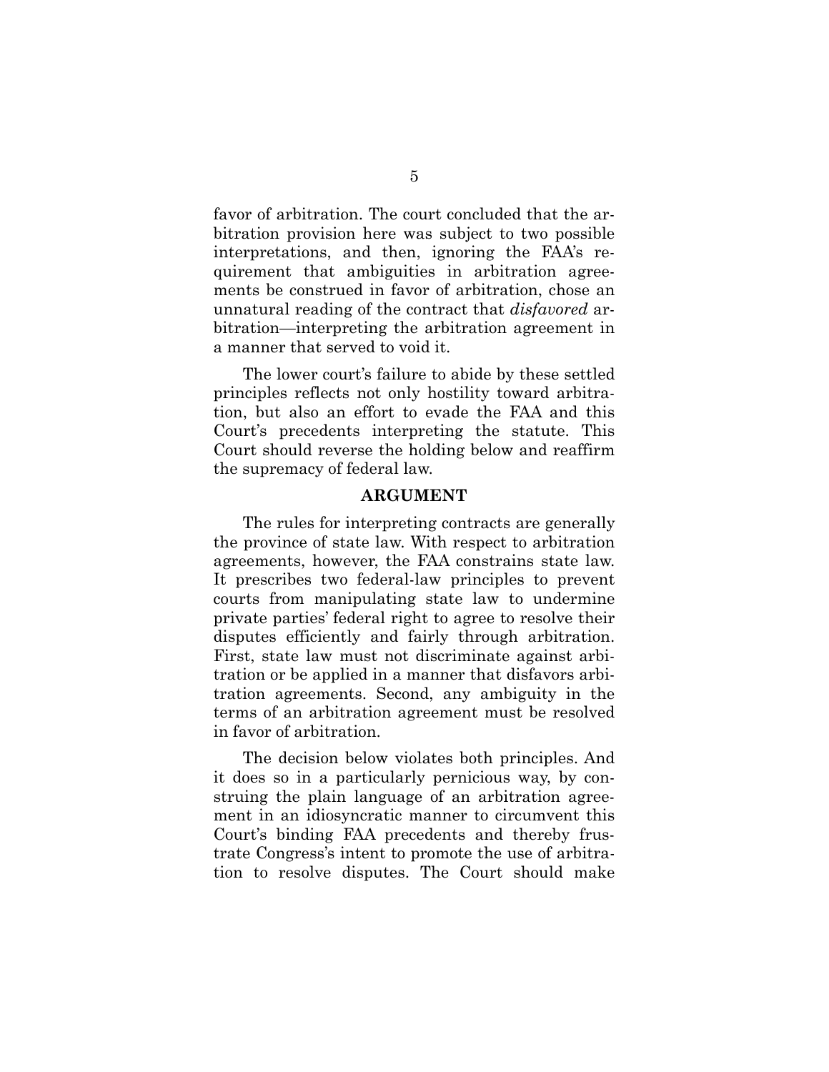favor of arbitration. The court concluded that the arbitration provision here was subject to two possible interpretations, and then, ignoring the FAA's requirement that ambiguities in arbitration agreements be construed in favor of arbitration, chose an unnatural reading of the contract that *disfavored* arbitration—interpreting the arbitration agreement in a manner that served to void it.

The lower court's failure to abide by these settled principles reflects not only hostility toward arbitration, but also an effort to evade the FAA and this Court's precedents interpreting the statute. This Court should reverse the holding below and reaffirm the supremacy of federal law.

## ARGUMENT

The rules for interpreting contracts are generally the province of state law. With respect to arbitration agreements, however, the FAA constrains state law. It prescribes two federal-law principles to prevent courts from manipulating state law to undermine private parties' federal right to agree to resolve their disputes efficiently and fairly through arbitration. First, state law must not discriminate against arbitration or be applied in a manner that disfavors arbitration agreements. Second, any ambiguity in the terms of an arbitration agreement must be resolved in favor of arbitration.

The decision below violates both principles. And it does so in a particularly pernicious way, by construing the plain language of an arbitration agreement in an idiosyncratic manner to circumvent this Court's binding FAA precedents and thereby frustrate Congress's intent to promote the use of arbitration to resolve disputes. The Court should make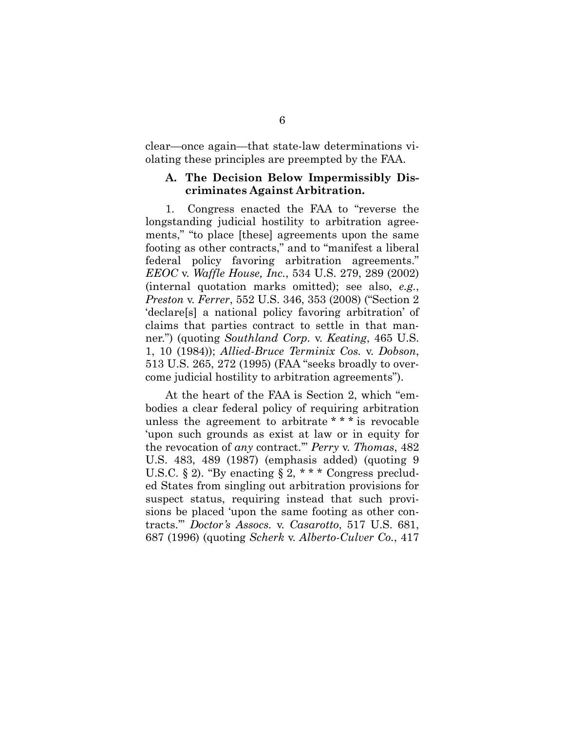clear—once again—that state-law determinations violating these principles are preempted by the FAA.

### A. The Decision Below Impermissibly Discriminates Against Arbitration.

1. Congress enacted the FAA to "reverse the longstanding judicial hostility to arbitration agreements," "to place [these] agreements upon the same footing as other contracts," and to "manifest a liberal federal policy favoring arbitration agreements." *EEOC* v. *Waffle House, Inc.*, 534 U.S. 279, 289 (2002) (internal quotation marks omitted); see also, *e.g.*, *Preston* v. *Ferrer*, 552 U.S. 346, 353 (2008) ("Section 2 'declare[s] a national policy favoring arbitration' of claims that parties contract to settle in that manner.") (quoting *Southland Corp.* v. *Keating*, 465 U.S. 1, 10 (1984)); *Allied-Bruce Terminix Cos.* v. *Dobson*, 513 U.S. 265, 272 (1995) (FAA "seeks broadly to overcome judicial hostility to arbitration agreements").

At the heart of the FAA is Section 2, which "embodies a clear federal policy of requiring arbitration unless the agreement to arbitrate * * * is revocable 'upon such grounds as exist at law or in equity for the revocation of *any* contract.'" *Perry* v. *Thomas*, 482 U.S. 483, 489 (1987) (emphasis added) (quoting 9 U.S.C. § 2). "By enacting § 2, * * * Congress precluded States from singling out arbitration provisions for suspect status, requiring instead that such provisions be placed 'upon the same footing as other contracts.'" *Doctor's Assocs.* v. *Casarotto*, 517 U.S. 681, 687 (1996) (quoting *Scherk* v. *Alberto-Culver Co.*, 417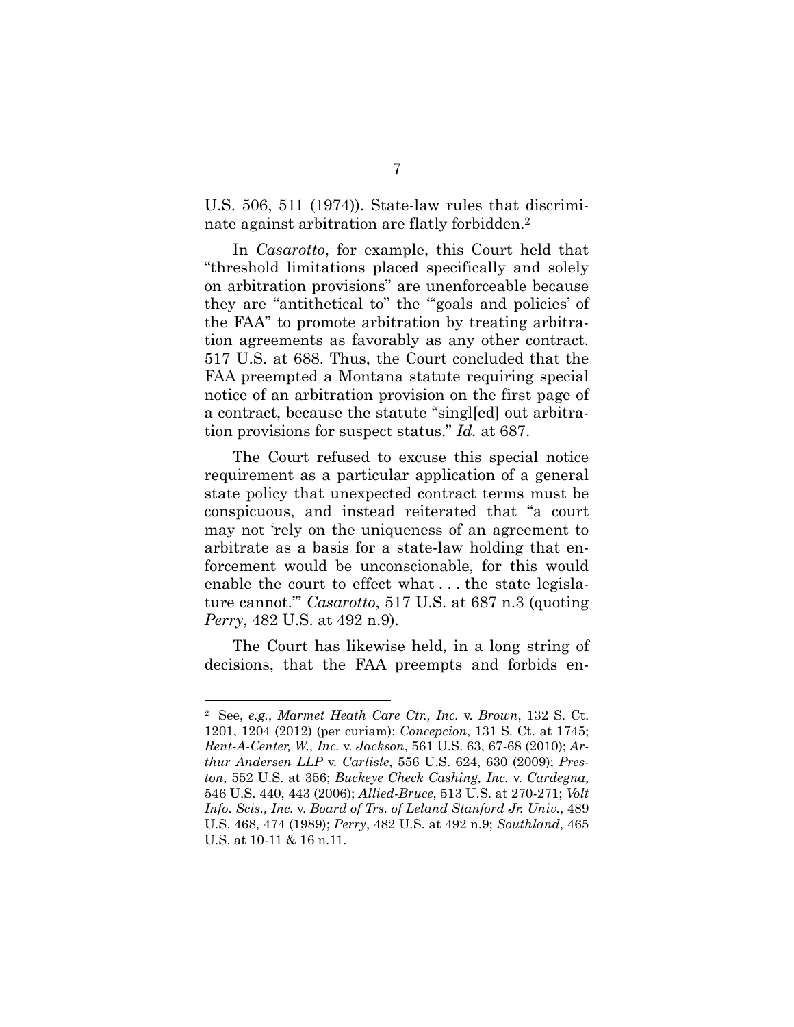U.S. 506, 511 (1974)). State-law rules that discriminate against arbitration are flatly forbidden.[2]

In *Casarotto*, for example, this Court held that "threshold limitations placed specifically and solely on arbitration provisions" are unenforceable because they are "antithetical to" the "'goals and policies' of the FAA" to promote arbitration by treating arbitration agreements as favorably as any other contract. 517 U.S. at 688. Thus, the Court concluded that the FAA preempted a Montana statute requiring special notice of an arbitration provision on the first page of a contract, because the statute "singl[ed] out arbitration provisions for suspect status." *Id.* at 687.

The Court refused to excuse this special notice requirement as a particular application of a general state policy that unexpected contract terms must be conspicuous, and instead reiterated that "a court may not 'rely on the uniqueness of an agreement to arbitrate as a basis for a state-law holding that enforcement would be unconscionable, for this would enable the court to effect what . . . the state legislature cannot.'" *Casarotto*, 517 U.S. at 687 n.3 (quoting *Perry*, 482 U.S. at 492 n.9).

The Court has likewise held, in a long string of decisions, that the FAA preempts and forbids en-

---

[2] See, *e.g.*, *Marmet Heath Care Ctr., Inc.* v. *Brown*, 132 S. Ct. 1201, 1204 (2012) (per curiam); *Concepcion*, 131 S. Ct. at 1745; *Rent-A-Center, W., Inc.* v. *Jackson*, 561 U.S. 63, 67-68 (2010); *Arthur Andersen LLP* v. *Carlisle*, 556 U.S. 624, 630 (2009); *Preston*, 552 U.S. at 356; *Buckeye Check Cashing, Inc.* v. *Cardegna*, 546 U.S. 440, 443 (2006); *Allied-Bruce*, 513 U.S. at 270-271; *Volt Info. Scis., Inc.* v. *Board of Trs. of Leland Stanford Jr. Univ.*, 489 U.S. 468, 474 (1989); *Perry*, 482 U.S. at 492 n.9; *Southland*, 465 U.S. at 10-11 & 16 n.11.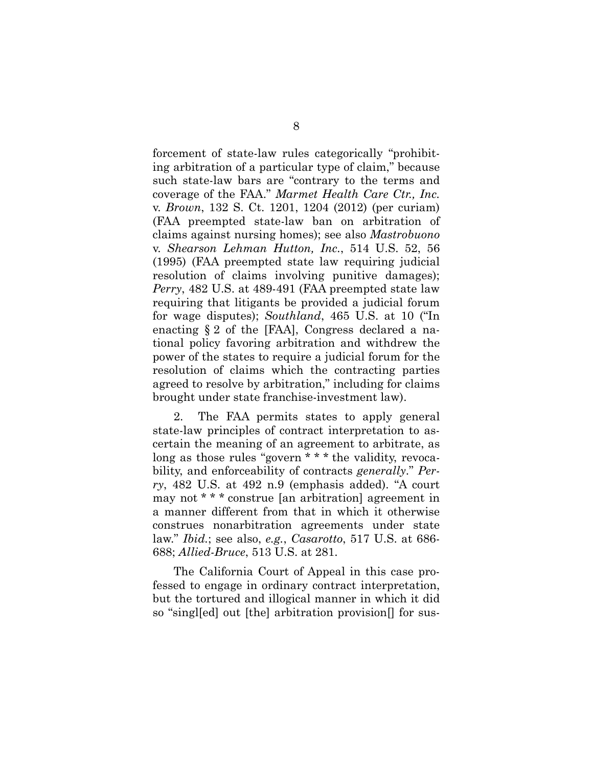forcement of state-law rules categorically "prohibiting arbitration of a particular type of claim," because such state-law bars are "contrary to the terms and coverage of the FAA." *Marmet Health Care Ctr., Inc.* v. *Brown*, 132 S. Ct. 1201, 1204 (2012) (per curiam) (FAA preempted state-law ban on arbitration of claims against nursing homes); see also *Mastrobuono* v. *Shearson Lehman Hutton, Inc.*, 514 U.S. 52, 56 (1995) (FAA preempted state law requiring judicial resolution of claims involving punitive damages); *Perry*, 482 U.S. at 489-491 (FAA preempted state law requiring that litigants be provided a judicial forum for wage disputes); *Southland*, 465 U.S. at 10 ("In enacting § 2 of the [FAA], Congress declared a national policy favoring arbitration and withdrew the power of the states to require a judicial forum for the resolution of claims which the contracting parties agreed to resolve by arbitration," including for claims brought under state franchise-investment law).

2. The FAA permits states to apply general state-law principles of contract interpretation to ascertain the meaning of an agreement to arbitrate, as long as those rules "govern * * * the validity, revocability, and enforceability of contracts *generally*." *Perry*, 482 U.S. at 492 n.9 (emphasis added). "A court may not * * * construe [an arbitration] agreement in a manner different from that in which it otherwise construes nonarbitration agreements under state law." *Ibid.*; see also, *e.g.*, *Casarotto*, 517 U.S. at 686-688; *Allied-Bruce*, 513 U.S. at 281.

The California Court of Appeal in this case professed to engage in ordinary contract interpretation, but the tortured and illogical manner in which it did so "singl[ed] out [the] arbitration provision[] for sus-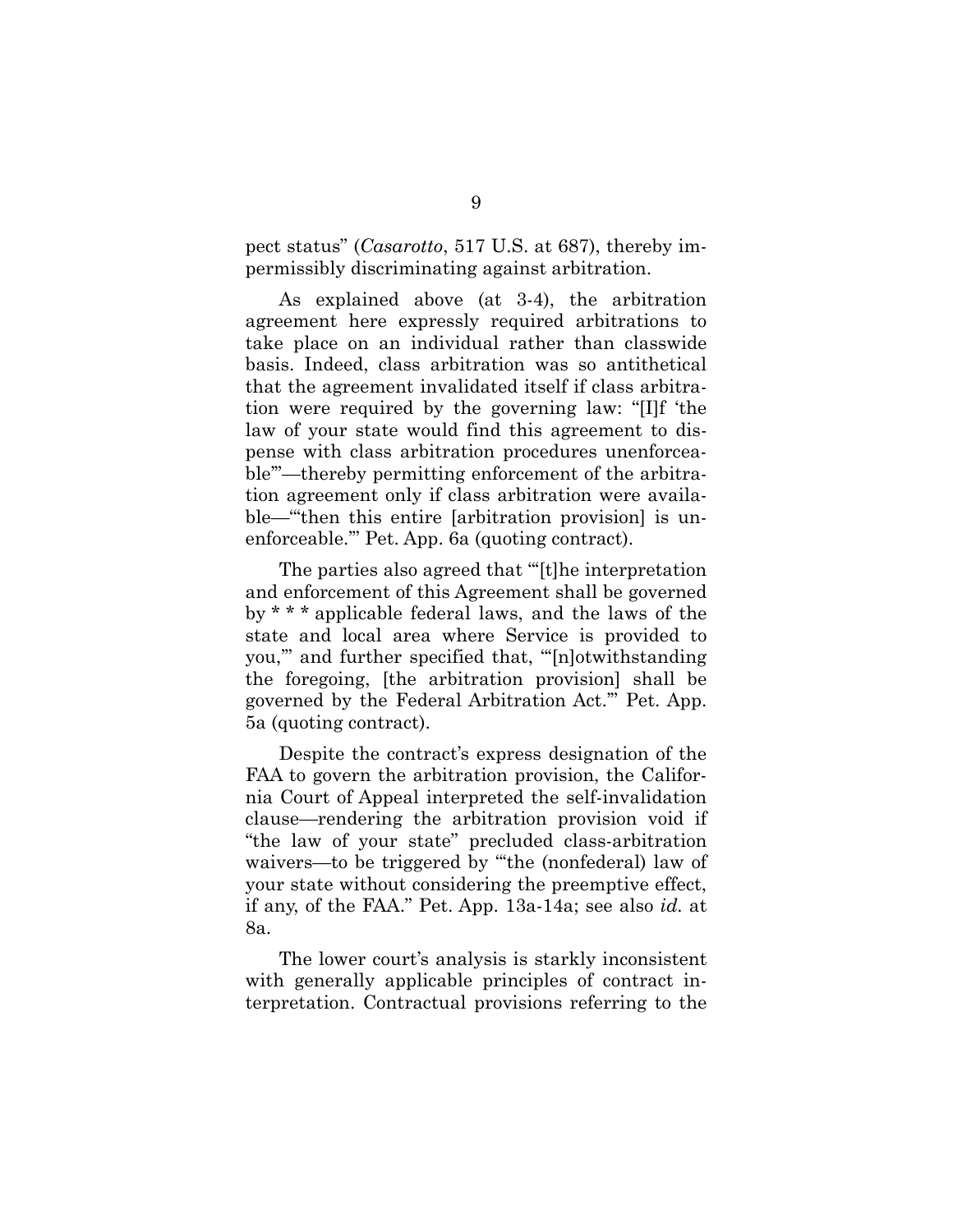pect status" (*Casarotto*, 517 U.S. at 687), thereby impermissibly discriminating against arbitration.

As explained above (at 3-4), the arbitration agreement here expressly required arbitrations to take place on an individual rather than classwide basis. Indeed, class arbitration was so antithetical that the agreement invalidated itself if class arbitration were required by the governing law: "[I]f 'the law of your state would find this agreement to dispense with class arbitration procedures unenforceable'"—thereby permitting enforcement of the arbitration agreement only if class arbitration were available—"'then this entire [arbitration provision] is unenforceable.'" Pet. App. 6a (quoting contract).

The parties also agreed that "'[t]he interpretation and enforcement of this Agreement shall be governed by * * * applicable federal laws, and the laws of the state and local area where Service is provided to you,'" and further specified that, "'[n]otwithstanding the foregoing, [the arbitration provision] shall be governed by the Federal Arbitration Act.'" Pet. App. 5a (quoting contract).

Despite the contract's express designation of the FAA to govern the arbitration provision, the California Court of Appeal interpreted the self-invalidation clause—rendering the arbitration provision void if "the law of your state" precluded class-arbitration waivers—to be triggered by "'the (nonfederal) law of your state without considering the preemptive effect, if any, of the FAA." Pet. App. 13a-14a; see also *id.* at 8a.

The lower court's analysis is starkly inconsistent with generally applicable principles of contract interpretation. Contractual provisions referring to the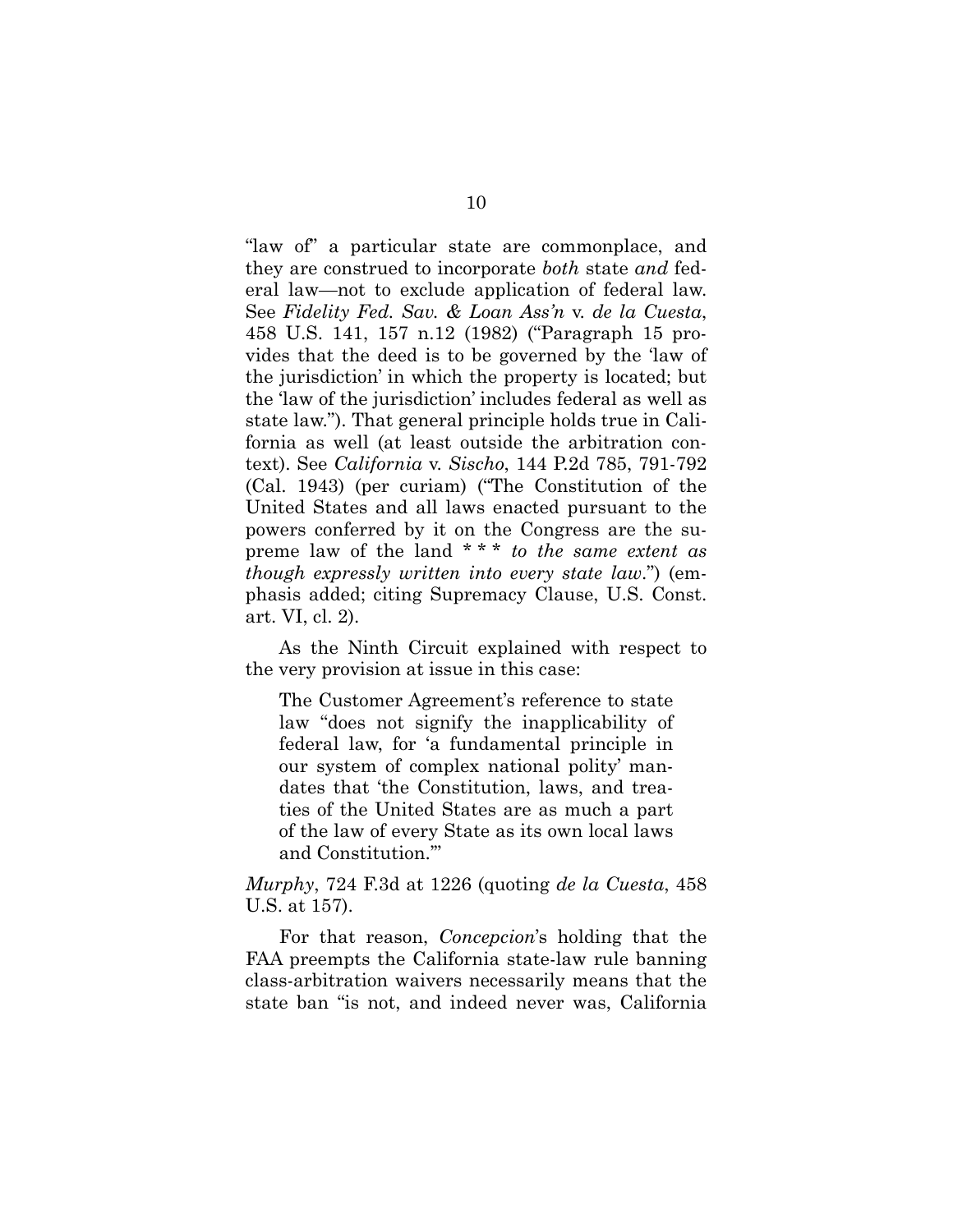"law of" a particular state are commonplace, and they are construed to incorporate *both* state *and* federal law—not to exclude application of federal law. See *Fidelity Fed. Sav. & Loan Ass'n* v. *de la Cuesta*, 458 U.S. 141, 157 n.12 (1982) ("Paragraph 15 provides that the deed is to be governed by the 'law of the jurisdiction' in which the property is located; but the 'law of the jurisdiction' includes federal as well as state law."). That general principle holds true in California as well (at least outside the arbitration context). See *California* v. *Sischo*, 144 P.2d 785, 791-792 (Cal. 1943) (per curiam) ("The Constitution of the United States and all laws enacted pursuant to the powers conferred by it on the Congress are the supreme law of the land * * * *to the same extent as though expressly written into every state law*.") (emphasis added; citing Supremacy Clause, U.S. Const. art. VI, cl. 2).

As the Ninth Circuit explained with respect to the very provision at issue in this case:

> The Customer Agreement's reference to state law "does not signify the inapplicability of federal law, for 'a fundamental principle in our system of complex national polity' mandates that 'the Constitution, laws, and treaties of the United States are as much a part of the law of every State as its own local laws and Constitution.'"

*Murphy*, 724 F.3d at 1226 (quoting *de la Cuesta*, 458 U.S. at 157).

For that reason, *Concepcion*'s holding that the FAA preempts the California state-law rule banning class-arbitration waivers necessarily means that the state ban "is not, and indeed never was, California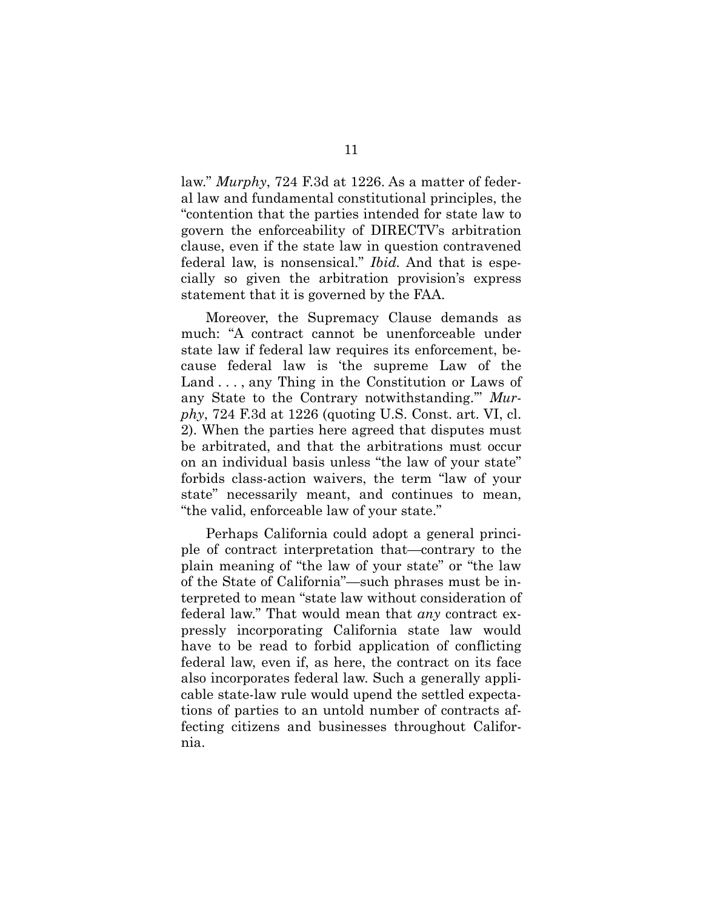law." *Murphy*, 724 F.3d at 1226. As a matter of federal law and fundamental constitutional principles, the "contention that the parties intended for state law to govern the enforceability of DIRECTV's arbitration clause, even if the state law in question contravened federal law, is nonsensical." *Ibid.* And that is especially so given the arbitration provision's express statement that it is governed by the FAA.

Moreover, the Supremacy Clause demands as much: "A contract cannot be unenforceable under state law if federal law requires its enforcement, because federal law is 'the supreme Law of the Land . . . , any Thing in the Constitution or Laws of any State to the Contrary notwithstanding.'" *Murphy*, 724 F.3d at 1226 (quoting U.S. Const. art. VI, cl. 2). When the parties here agreed that disputes must be arbitrated, and that the arbitrations must occur on an individual basis unless "the law of your state" forbids class-action waivers, the term "law of your state" necessarily meant, and continues to mean, "the valid, enforceable law of your state."

Perhaps California could adopt a general principle of contract interpretation that—contrary to the plain meaning of "the law of your state" or "the law of the State of California"—such phrases must be interpreted to mean "state law without consideration of federal law." That would mean that *any* contract expressly incorporating California state law would have to be read to forbid application of conflicting federal law, even if, as here, the contract on its face also incorporates federal law. Such a generally applicable state-law rule would upend the settled expectations of parties to an untold number of contracts affecting citizens and businesses throughout California.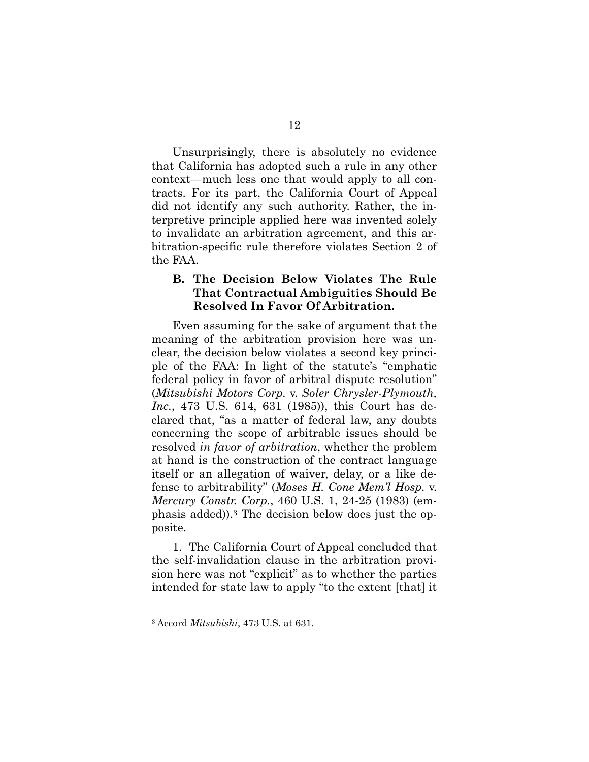Unsurprisingly, there is absolutely no evidence that California has adopted such a rule in any other context—much less one that would apply to all contracts. For its part, the California Court of Appeal did not identify any such authority. Rather, the interpretive principle applied here was invented solely to invalidate an arbitration agreement, and this arbitration-specific rule therefore violates Section 2 of the FAA.

### B. The Decision Below Violates The Rule That Contractual Ambiguities Should Be Resolved In Favor Of Arbitration.

Even assuming for the sake of argument that the meaning of the arbitration provision here was unclear, the decision below violates a second key principle of the FAA: In light of the statute's "emphatic federal policy in favor of arbitral dispute resolution" (*Mitsubishi Motors Corp.* v. *Soler Chrysler-Plymouth, Inc.*, 473 U.S. 614, 631 (1985)), this Court has declared that, "as a matter of federal law, any doubts concerning the scope of arbitrable issues should be resolved *in favor of arbitration*, whether the problem at hand is the construction of the contract language itself or an allegation of waiver, delay, or a like defense to arbitrability" (*Moses H. Cone Mem'l Hosp.* v. *Mercury Constr. Corp.*, 460 U.S. 1, 24-25 (1983) (emphasis added)).[3] The decision below does just the opposite.

1. The California Court of Appeal concluded that the self-invalidation clause in the arbitration provision here was not "explicit" as to whether the parties intended for state law to apply "to the extent [that] it

[3] Accord *Mitsubishi*, 473 U.S. at 631.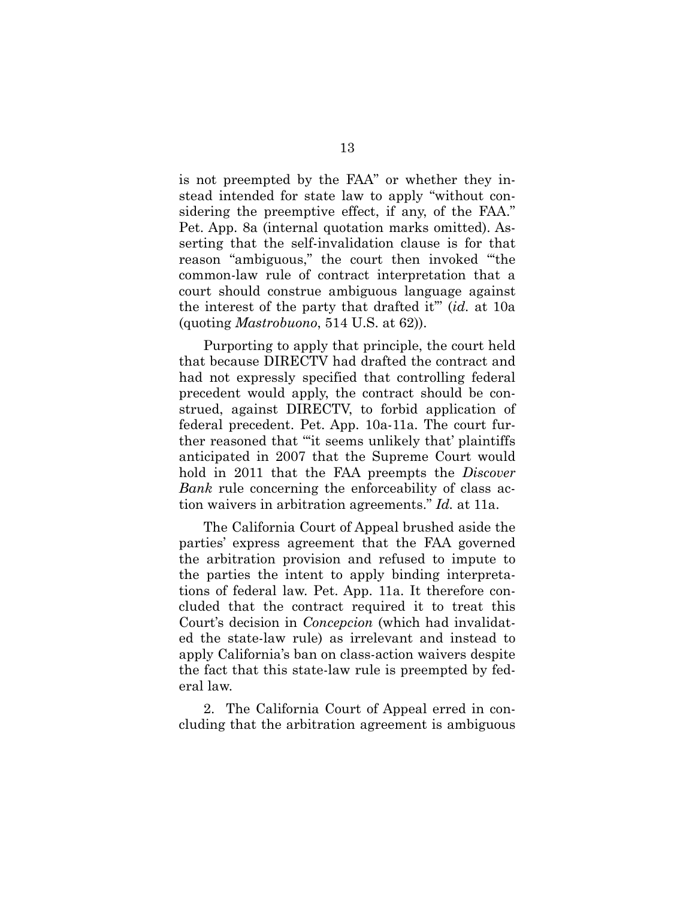is not preempted by the FAA" or whether they instead intended for state law to apply "without considering the preemptive effect, if any, of the FAA." Pet. App. 8a (internal quotation marks omitted). Asserting that the self-invalidation clause is for that reason "ambiguous," the court then invoked "'the common-law rule of contract interpretation that a court should construe ambiguous language against the interest of the party that drafted it'" (*id.* at 10a (quoting *Mastrobuono*, 514 U.S. at 62)).

Purporting to apply that principle, the court held that because DIRECTV had drafted the contract and had not expressly specified that controlling federal precedent would apply, the contract should be construed, against DIRECTV, to forbid application of federal precedent. Pet. App. 10a-11a. The court further reasoned that "'it seems unlikely that' plaintiffs anticipated in 2007 that the Supreme Court would hold in 2011 that the FAA preempts the *Discover Bank* rule concerning the enforceability of class action waivers in arbitration agreements." *Id.* at 11a.

The California Court of Appeal brushed aside the parties' express agreement that the FAA governed the arbitration provision and refused to impute to the parties the intent to apply binding interpretations of federal law. Pet. App. 11a. It therefore concluded that the contract required it to treat this Court's decision in *Concepcion* (which had invalidated the state-law rule) as irrelevant and instead to apply California's ban on class-action waivers despite the fact that this state-law rule is preempted by federal law.

2. The California Court of Appeal erred in concluding that the arbitration agreement is ambiguous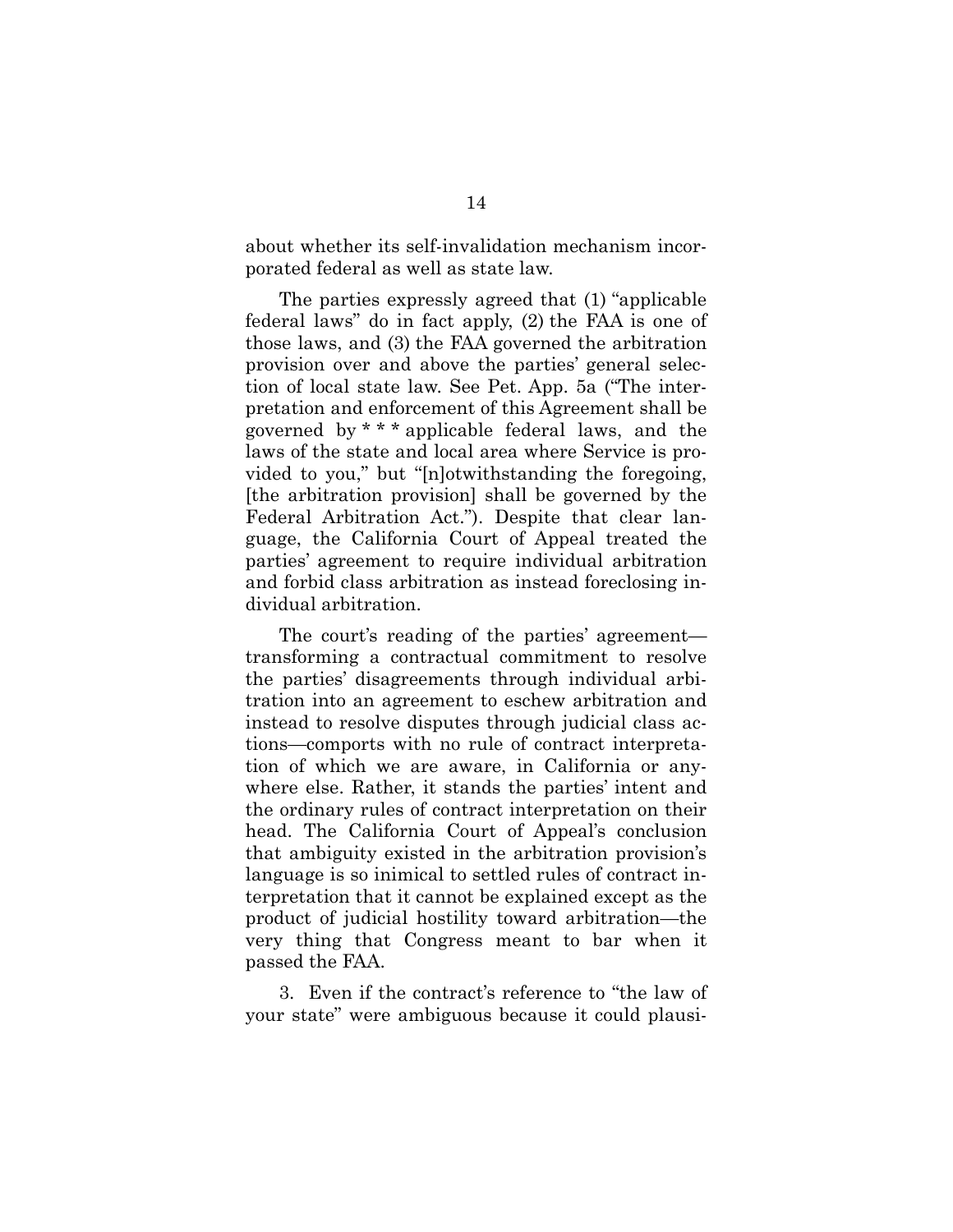about whether its self-invalidation mechanism incorporated federal as well as state law.

The parties expressly agreed that (1) "applicable federal laws" do in fact apply, (2) the FAA is one of those laws, and (3) the FAA governed the arbitration provision over and above the parties' general selection of local state law. See Pet. App. 5a ("The interpretation and enforcement of this Agreement shall be governed by * * * applicable federal laws, and the laws of the state and local area where Service is provided to you," but "[n]otwithstanding the foregoing, [the arbitration provision] shall be governed by the Federal Arbitration Act."). Despite that clear language, the California Court of Appeal treated the parties' agreement to require individual arbitration and forbid class arbitration as instead foreclosing individual arbitration.

The court's reading of the parties' agreement—transforming a contractual commitment to resolve the parties' disagreements through individual arbitration into an agreement to eschew arbitration and instead to resolve disputes through judicial class actions—comports with no rule of contract interpretation of which we are aware, in California or anywhere else. Rather, it stands the parties' intent and the ordinary rules of contract interpretation on their head. The California Court of Appeal's conclusion that ambiguity existed in the arbitration provision's language is so inimical to settled rules of contract interpretation that it cannot be explained except as the product of judicial hostility toward arbitration—the very thing that Congress meant to bar when it passed the FAA.

3. Even if the contract's reference to "the law of your state" were ambiguous because it could plausi-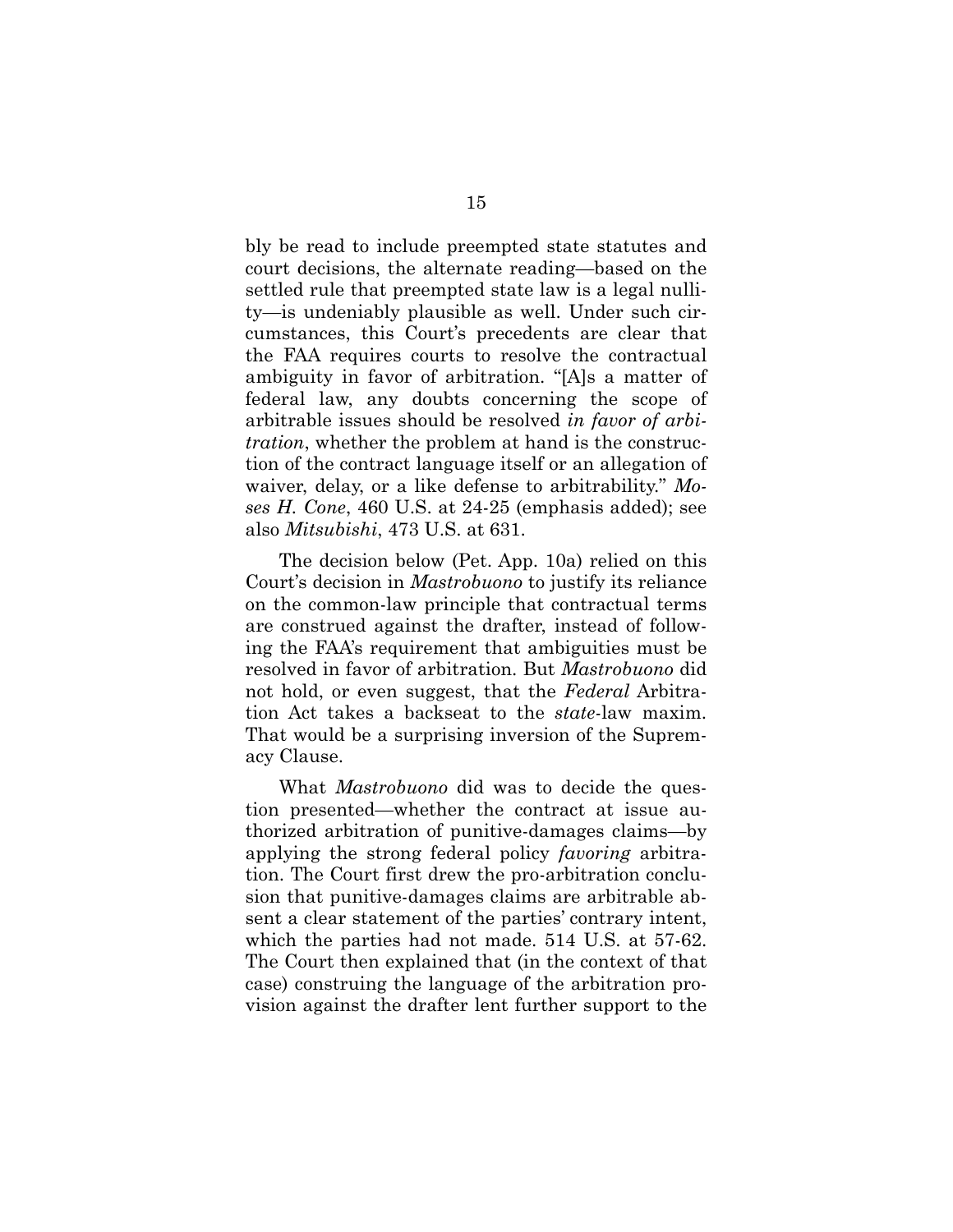bly be read to include preempted state statutes and court decisions, the alternate reading—based on the settled rule that preempted state law is a legal nullity—is undeniably plausible as well. Under such circumstances, this Court's precedents are clear that the FAA requires courts to resolve the contractual ambiguity in favor of arbitration. "[A]s a matter of federal law, any doubts concerning the scope of arbitrable issues should be resolved *in favor of arbitration*, whether the problem at hand is the construction of the contract language itself or an allegation of waiver, delay, or a like defense to arbitrability." *Moses H. Cone*, 460 U.S. at 24-25 (emphasis added); see also *Mitsubishi*, 473 U.S. at 631.

The decision below (Pet. App. 10a) relied on this Court's decision in *Mastrobuono* to justify its reliance on the common-law principle that contractual terms are construed against the drafter, instead of following the FAA's requirement that ambiguities must be resolved in favor of arbitration. But *Mastrobuono* did not hold, or even suggest, that the *Federal* Arbitration Act takes a backseat to the *state*-law maxim. That would be a surprising inversion of the Supremacy Clause.

What *Mastrobuono* did was to decide the question presented—whether the contract at issue authorized arbitration of punitive-damages claims—by applying the strong federal policy *favoring* arbitration. The Court first drew the pro-arbitration conclusion that punitive-damages claims are arbitrable absent a clear statement of the parties' contrary intent, which the parties had not made. 514 U.S. at 57-62. The Court then explained that (in the context of that case) construing the language of the arbitration provision against the drafter lent further support to the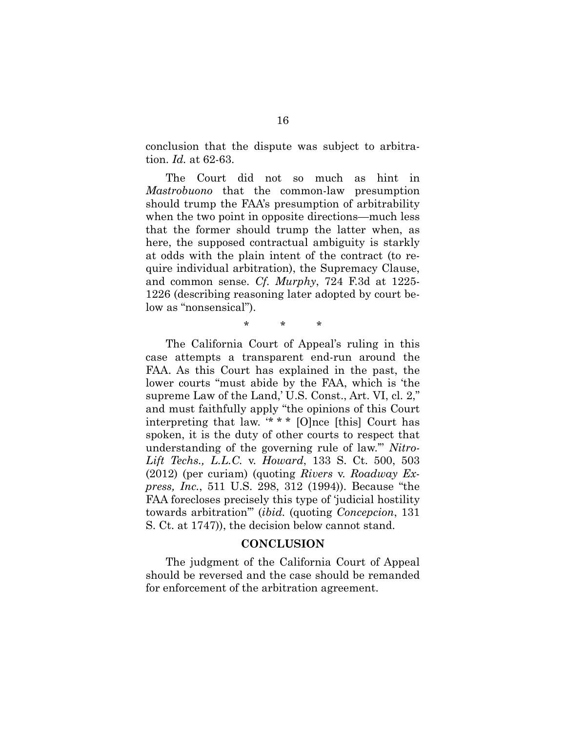conclusion that the dispute was subject to arbitration. *Id.* at 62-63.

The Court did not so much as hint in *Mastrobuono* that the common-law presumption should trump the FAA's presumption of arbitrability when the two point in opposite directions—much less that the former should trump the latter when, as here, the supposed contractual ambiguity is starkly at odds with the plain intent of the contract (to require individual arbitration), the Supremacy Clause, and common sense. *Cf. Murphy*, 724 F.3d at 1225-1226 (describing reasoning later adopted by court below as "nonsensical").

\* \* \*

The California Court of Appeal's ruling in this case attempts a transparent end-run around the FAA. As this Court has explained in the past, the lower courts "must abide by the FAA, which is 'the supreme Law of the Land,' U.S. Const., Art. VI, cl. 2," and must faithfully apply "the opinions of this Court interpreting that law. '* * * [O]nce [this] Court has spoken, it is the duty of other courts to respect that understanding of the governing rule of law.'" *Nitro-Lift Techs., L.L.C.* v. *Howard*, 133 S. Ct. 500, 503 (2012) (per curiam) (quoting *Rivers* v. *Roadway Express, Inc.*, 511 U.S. 298, 312 (1994)). Because "the FAA forecloses precisely this type of 'judicial hostility towards arbitration'" (*ibid.* (quoting *Concepcion*, 131 S. Ct. at 1747)), the decision below cannot stand.

## CONCLUSION

The judgment of the California Court of Appeal should be reversed and the case should be remanded for enforcement of the arbitration agreement.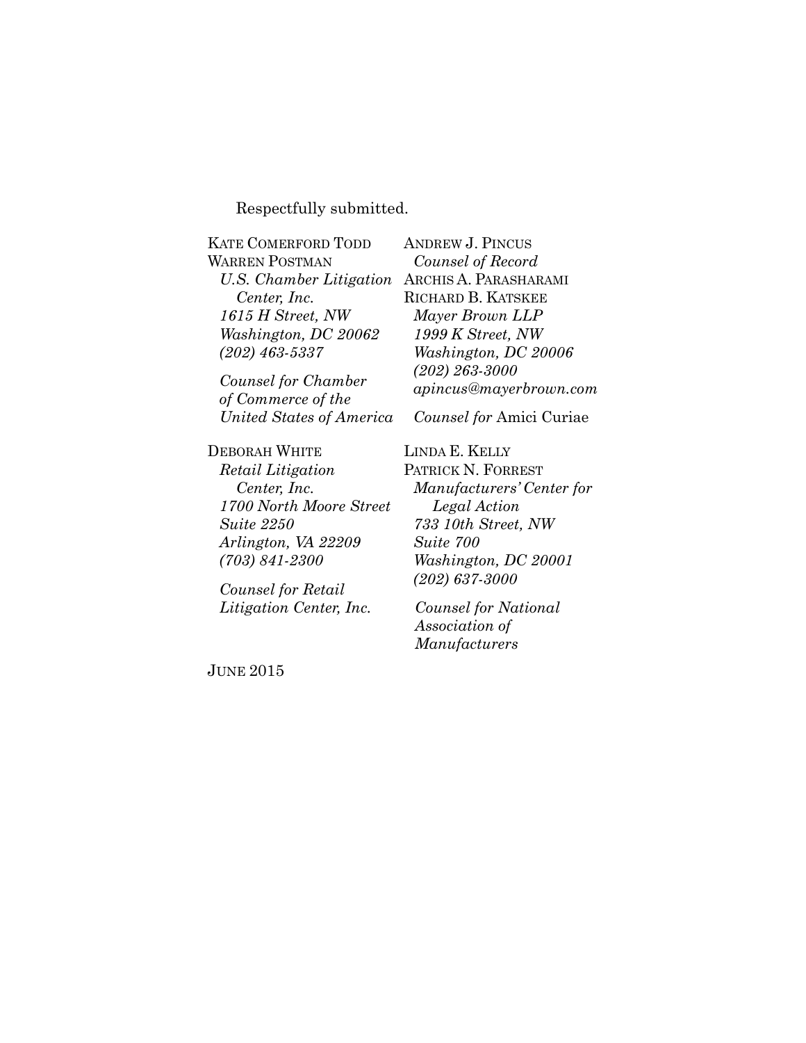Respectfully submitted.

KATE COMERFORD TODD
WARREN POSTMAN
*U.S. Chamber Litigation Center, Inc.*
*1615 H Street, NW*
*Washington, DC 20062*
*(202) 463-5337*

*Counsel for Chamber of Commerce of the United States of America*

ANDREW J. PINCUS
*Counsel of Record*
ARCHIS A. PARASHARAMI
RICHARD B. KATSKEE
*Mayer Brown LLP*
*1999 K Street, NW*
*Washington, DC 20006*
*(202) 263-3000*
*apincus@mayerbrown.com*

*Counsel for* Amici Curiae

DEBORAH WHITE
*Retail Litigation Center, Inc.*
*1700 North Moore Street*
*Suite 2250*
*Arlington, VA 22209*
*(703) 841-2300*

*Counsel for Retail Litigation Center, Inc.*

LINDA E. KELLY
PATRICK N. FORREST
*Manufacturers' Center for Legal Action*
*733 10th Street, NW*
*Suite 700*
*Washington, DC 20001*
*(202) 637-3000*

*Counsel for National Association of Manufacturers*

JUNE 2015